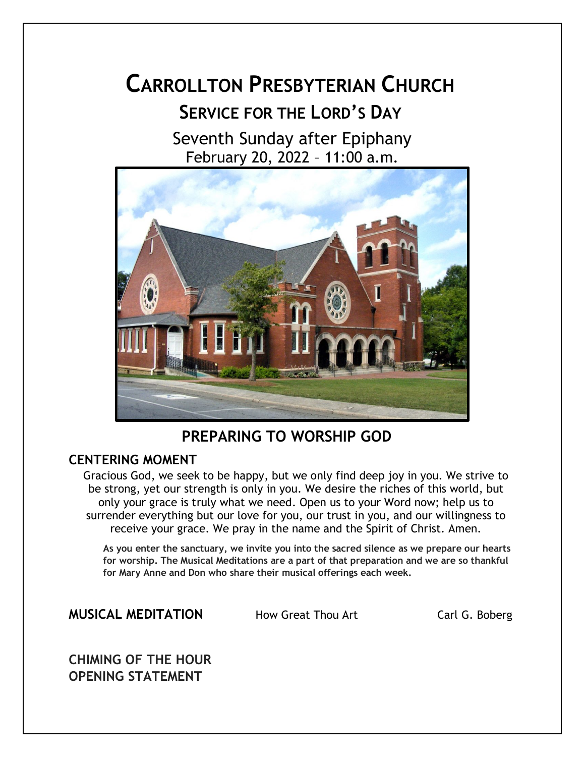# Carrollton Presbyterian Church

## Service for the Lord's Day

Seventh Sunday after Epiphany
February 20, 2022 – 11:00 a.m.

## PREPARING TO WORSHIP GOD

### CENTERING MOMENT

Gracious God, we seek to be happy, but we only find deep joy in you. We strive to be strong, yet our strength is only in you. We desire the riches of this world, but only your grace is truly what we need. Open us to your Word now; help us to surrender everything but our love for you, our trust in you, and our willingness to receive your grace. We pray in the name and the Spirit of Christ. Amen.

**As you enter the sanctuary, we invite you into the sacred silence as we prepare our hearts for worship. The Musical Meditations are a part of that preparation and we are so thankful for Mary Anne and Don who share their musical offerings each week.**

**MUSICAL MEDITATION** How Great Thou Art Carl G. Boberg

**CHIMING OF THE HOUR**

**OPENING STATEMENT**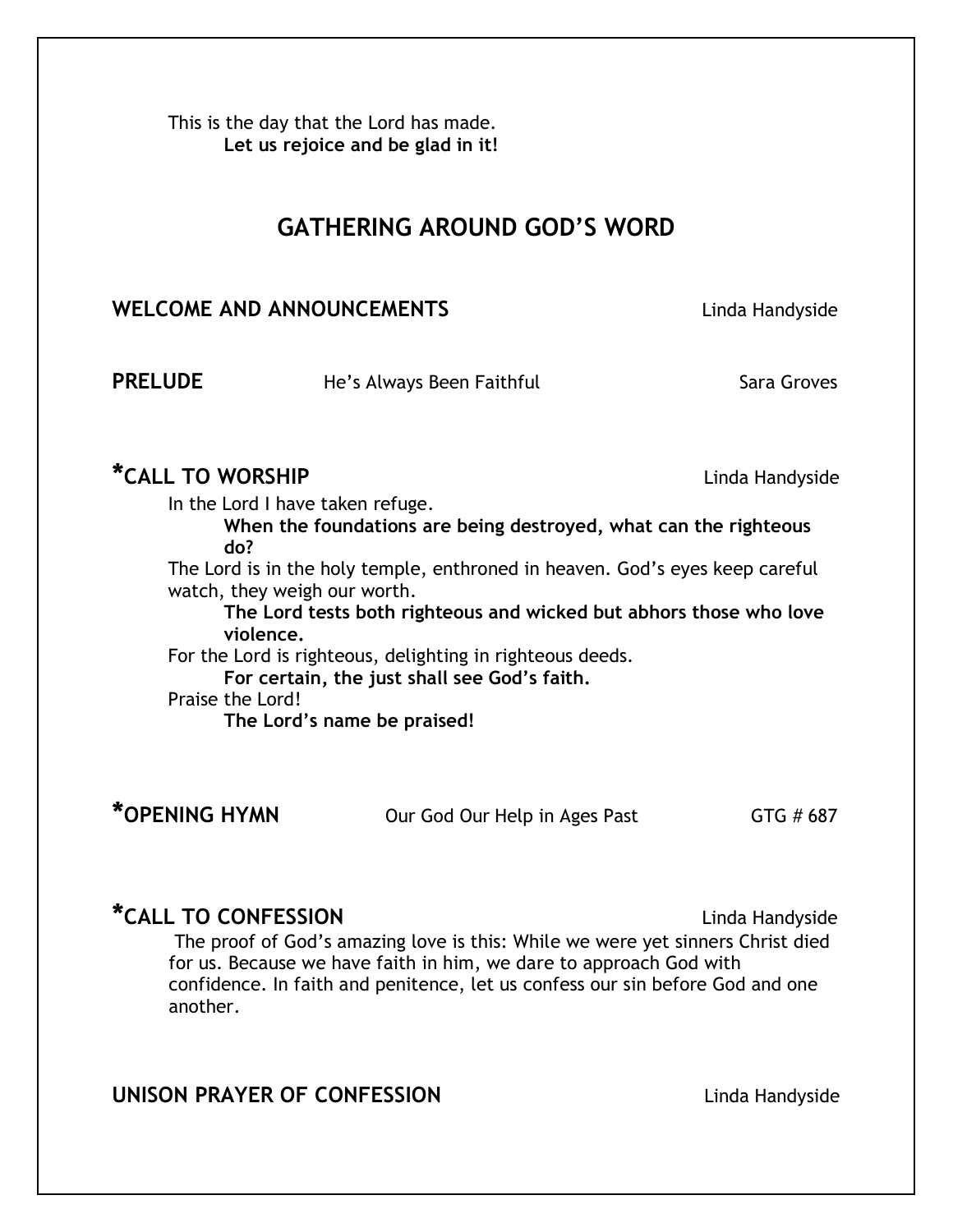This is the day that the Lord has made.
**Let us rejoice and be glad in it!**

## GATHERING AROUND GOD'S WORD

**WELCOME AND ANNOUNCEMENTS** Linda Handyside

**PRELUDE** He's Always Been Faithful Sara Groves

**\*CALL TO WORSHIP** Linda Handyside

In the Lord I have taken refuge.
**When the foundations are being destroyed, what can the righteous do?**
The Lord is in the holy temple, enthroned in heaven. God's eyes keep careful watch, they weigh our worth.
**The Lord tests both righteous and wicked but abhors those who love violence.**
For the Lord is righteous, delighting in righteous deeds.
**For certain, the just shall see God's faith.**
Praise the Lord!
**The Lord's name be praised!**

**\*OPENING HYMN** Our God Our Help in Ages Past GTG # 687

**\*CALL TO CONFESSION** Linda Handyside

The proof of God's amazing love is this: While we were yet sinners Christ died for us. Because we have faith in him, we dare to approach God with confidence. In faith and penitence, let us confess our sin before God and one another.

**UNISON PRAYER OF CONFESSION** Linda Handyside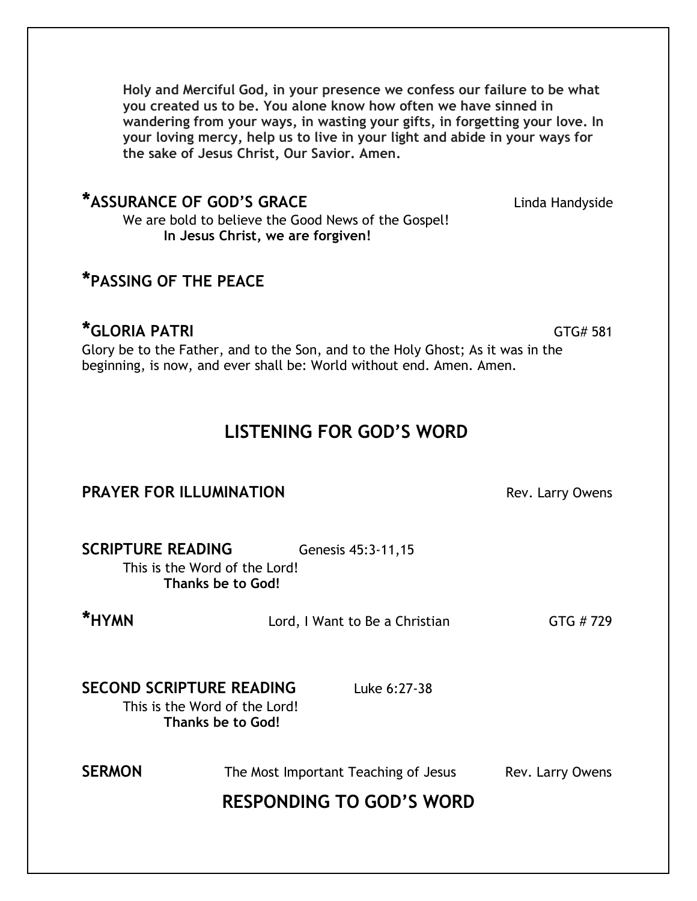**Holy and Merciful God, in your presence we confess our failure to be what you created us to be. You alone know how often we have sinned in wandering from your ways, in wasting your gifts, in forgetting your love. In your loving mercy, help us to live in your light and abide in your ways for the sake of Jesus Christ, Our Savior. Amen.**

**\*ASSURANCE OF GOD'S GRACE** Linda Handyside

We are bold to believe the Good News of the Gospel!

**In Jesus Christ, we are forgiven!**

**\*PASSING OF THE PEACE**

**\*GLORIA PATRI** GTG# 581

Glory be to the Father, and to the Son, and to the Holy Ghost; As it was in the beginning, is now, and ever shall be: World without end. Amen. Amen.

## LISTENING FOR GOD'S WORD

**PRAYER FOR ILLUMINATION** Rev. Larry Owens

**SCRIPTURE READING** Genesis 45:3-11,15

This is the Word of the Lord!

**Thanks be to God!**

**\*HYMN** Lord, I Want to Be a Christian GTG # 729

**SECOND SCRIPTURE READING** Luke 6:27-38

This is the Word of the Lord!

**Thanks be to God!**

**SERMON** The Most Important Teaching of Jesus Rev. Larry Owens

## RESPONDING TO GOD'S WORD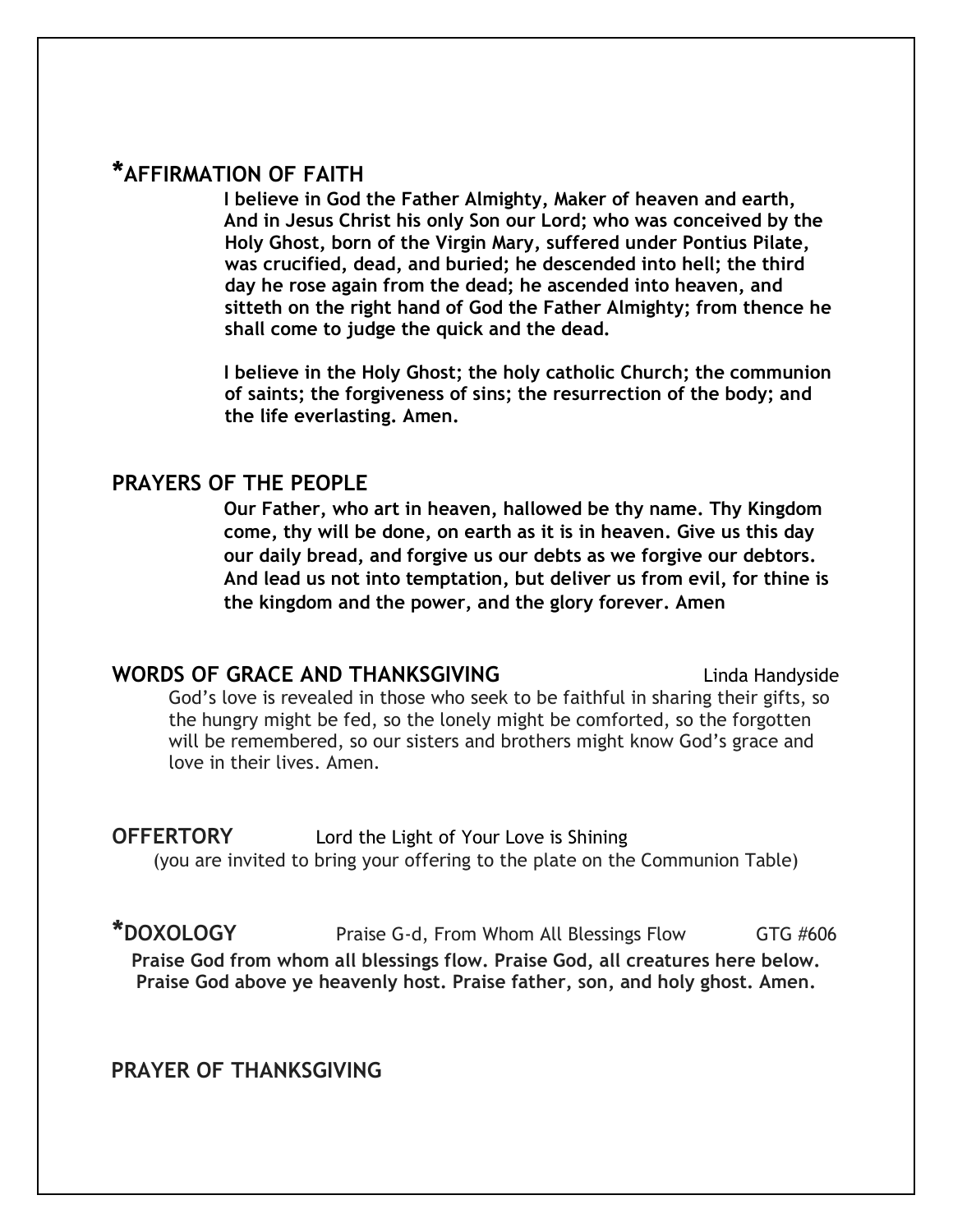## *AFFIRMATION OF FAITH

**I believe in God the Father Almighty, Maker of heaven and earth, And in Jesus Christ his only Son our Lord; who was conceived by the Holy Ghost, born of the Virgin Mary, suffered under Pontius Pilate, was crucified, dead, and buried; he descended into hell; the third day he rose again from the dead; he ascended into heaven, and sitteth on the right hand of God the Father Almighty; from thence he shall come to judge the quick and the dead.**

**I believe in the Holy Ghost; the holy catholic Church; the communion of saints; the forgiveness of sins; the resurrection of the body; and the life everlasting. Amen.**

## PRAYERS OF THE PEOPLE

**Our Father, who art in heaven, hallowed be thy name. Thy Kingdom come, thy will be done, on earth as it is in heaven. Give us this day our daily bread, and forgive us our debts as we forgive our debtors. And lead us not into temptation, but deliver us from evil, for thine is the kingdom and the power, and the glory forever. Amen**

## WORDS OF GRACE AND THANKSGIVING — Linda Handyside

God's love is revealed in those who seek to be faithful in sharing their gifts, so the hungry might be fed, so the lonely might be comforted, so the forgotten will be remembered, so our sisters and brothers might know God's grace and love in their lives. Amen.

## OFFERTORY — Lord the Light of Your Love is Shining

(you are invited to bring your offering to the plate on the Communion Table)

## *DOXOLOGY — Praise G-d, From Whom All Blessings Flow — GTG #606

**Praise God from whom all blessings flow. Praise God, all creatures here below. Praise God above ye heavenly host. Praise father, son, and holy ghost. Amen.**

## PRAYER OF THANKSGIVING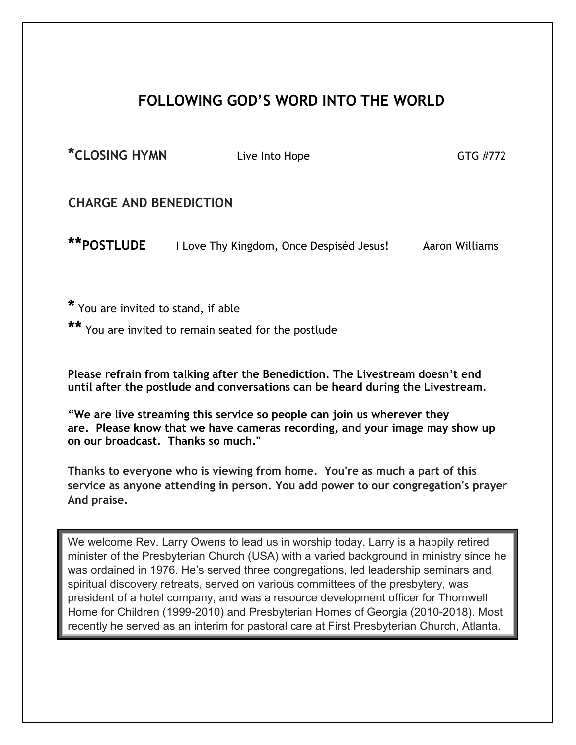## FOLLOWING GOD'S WORD INTO THE WORLD

**\*CLOSING HYMN** Live Into Hope GTG #772

**CHARGE AND BENEDICTION**

**\*\*POSTLUDE** I Love Thy Kingdom, Once Despisèd Jesus! Aaron Williams

**\*** You are invited to stand, if able

**\*\*** You are invited to remain seated for the postlude

**Please refrain from talking after the Benediction. The Livestream doesn't end until after the postlude and conversations can be heard during the Livestream.**

**"We are live streaming this service so people can join us wherever they are. Please know that we have cameras recording, and your image may show up on our broadcast. Thanks so much."**

**Thanks to everyone who is viewing from home. You're as much a part of this service as anyone attending in person. You add power to our congregation's prayer And praise.**

We welcome Rev. Larry Owens to lead us in worship today. Larry is a happily retired minister of the Presbyterian Church (USA) with a varied background in ministry since he was ordained in 1976. He's served three congregations, led leadership seminars and spiritual discovery retreats, served on various committees of the presbytery, was president of a hotel company, and was a resource development officer for Thornwell Home for Children (1999-2010) and Presbyterian Homes of Georgia (2010-2018). Most recently he served as an interim for pastoral care at First Presbyterian Church, Atlanta.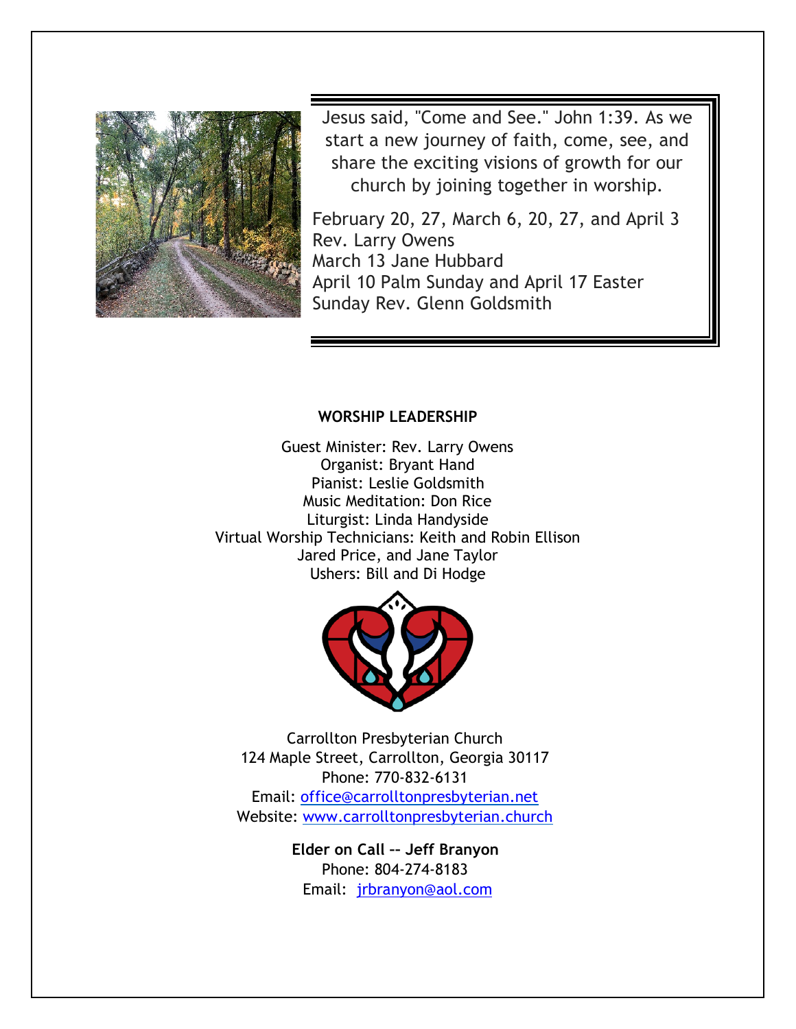Jesus said, "Come and See." John 1:39. As we start a new journey of faith, come, see, and share the exciting visions of growth for our church by joining together in worship.

February 20, 27, March 6, 20, 27, and April 3
Rev. Larry Owens
March 13 Jane Hubbard
April 10 Palm Sunday and April 17 Easter
Sunday Rev. Glenn Goldsmith

**WORSHIP LEADERSHIP**

Guest Minister: Rev. Larry Owens
Organist: Bryant Hand
Pianist: Leslie Goldsmith
Music Meditation: Don Rice
Liturgist: Linda Handyside
Virtual Worship Technicians: Keith and Robin Ellison
Jared Price, and Jane Taylor
Ushers: Bill and Di Hodge

Carrollton Presbyterian Church
124 Maple Street, Carrollton, Georgia 30117
Phone: 770-832-6131
Email: office@carrolltonpresbyterian.net
Website: www.carrolltonpresbyterian.church

**Elder on Call -- Jeff Branyon**
Phone: 804-274-8183
Email: jrbranyon@aol.com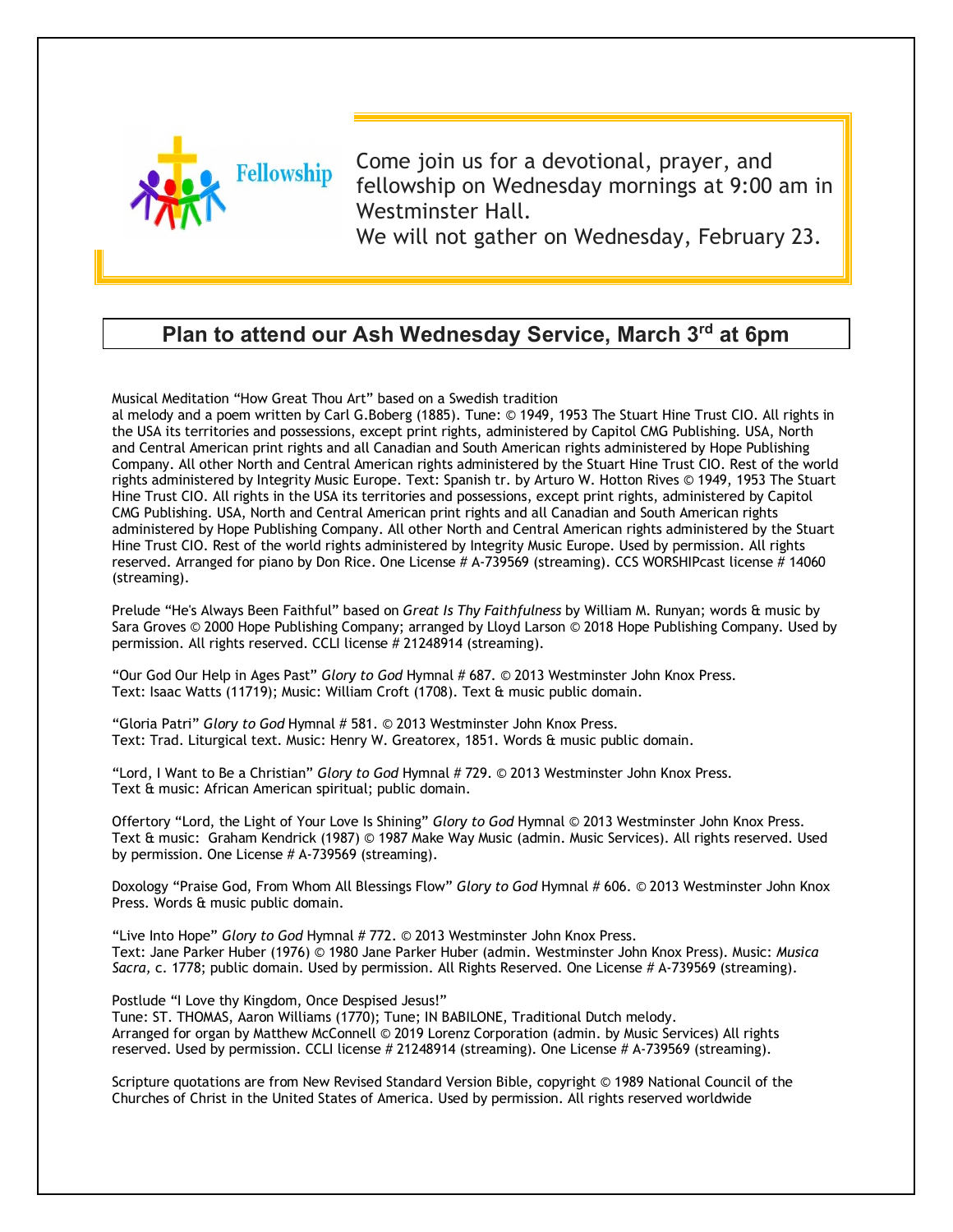Fellowship

Come join us for a devotional, prayer, and fellowship on Wednesday mornings at 9:00 am in Westminster Hall.
We will not gather on Wednesday, February 23.

## Plan to attend our Ash Wednesday Service, March 3rd at 6pm

Musical Meditation "How Great Thou Art" based on a Swedish tradition
al melody and a poem written by Carl G.Boberg (1885). Tune: © 1949, 1953 The Stuart Hine Trust CIO. All rights in the USA its territories and possessions, except print rights, administered by Capitol CMG Publishing. USA, North and Central American print rights and all Canadian and South American rights administered by Hope Publishing Company. All other North and Central American rights administered by the Stuart Hine Trust CIO. Rest of the world rights administered by Integrity Music Europe. Text: Spanish tr. by Arturo W. Hotton Rives © 1949, 1953 The Stuart Hine Trust CIO. All rights in the USA its territories and possessions, except print rights, administered by Capitol CMG Publishing. USA, North and Central American print rights and all Canadian and South American rights administered by Hope Publishing Company. All other North and Central American rights administered by the Stuart Hine Trust CIO. Rest of the world rights administered by Integrity Music Europe. Used by permission. All rights reserved. Arranged for piano by Don Rice. One License # A-739569 (streaming). CCS WORSHIPcast license # 14060 (streaming).

Prelude "He's Always Been Faithful" based on *Great Is Thy Faithfulness* by William M. Runyan; words & music by Sara Groves © 2000 Hope Publishing Company; arranged by Lloyd Larson © 2018 Hope Publishing Company. Used by permission. All rights reserved. CCLI license # 21248914 (streaming).

"Our God Our Help in Ages Past" *Glory to God* Hymnal # 687. © 2013 Westminster John Knox Press.
Text: Isaac Watts (11719); Music: William Croft (1708). Text & music public domain.

"Gloria Patri" *Glory to God* Hymnal # 581. © 2013 Westminster John Knox Press.
Text: Trad. Liturgical text. Music: Henry W. Greatorex, 1851. Words & music public domain.

"Lord, I Want to Be a Christian" *Glory to God* Hymnal # 729. © 2013 Westminster John Knox Press.
Text & music: African American spiritual; public domain.

Offertory "Lord, the Light of Your Love Is Shining" *Glory to God* Hymnal © 2013 Westminster John Knox Press.
Text & music: Graham Kendrick (1987) © 1987 Make Way Music (admin. Music Services). All rights reserved. Used by permission. One License # A-739569 (streaming).

Doxology "Praise God, From Whom All Blessings Flow" *Glory to God* Hymnal # 606. © 2013 Westminster John Knox Press. Words & music public domain.

"Live Into Hope" *Glory to God* Hymnal # 772. © 2013 Westminster John Knox Press.
Text: Jane Parker Huber (1976) © 1980 Jane Parker Huber (admin. Westminster John Knox Press). Music: *Musica Sacra,* c. 1778; public domain. Used by permission. All Rights Reserved. One License # A-739569 (streaming).

Postlude "I Love thy Kingdom, Once Despised Jesus!"
Tune: ST. THOMAS, Aaron Williams (1770); Tune; IN BABILONE, Traditional Dutch melody.
Arranged for organ by Matthew McConnell © 2019 Lorenz Corporation (admin. by Music Services) All rights reserved. Used by permission. CCLI license # 21248914 (streaming). One License # A-739569 (streaming).

Scripture quotations are from New Revised Standard Version Bible, copyright © 1989 National Council of the Churches of Christ in the United States of America. Used by permission. All rights reserved worldwide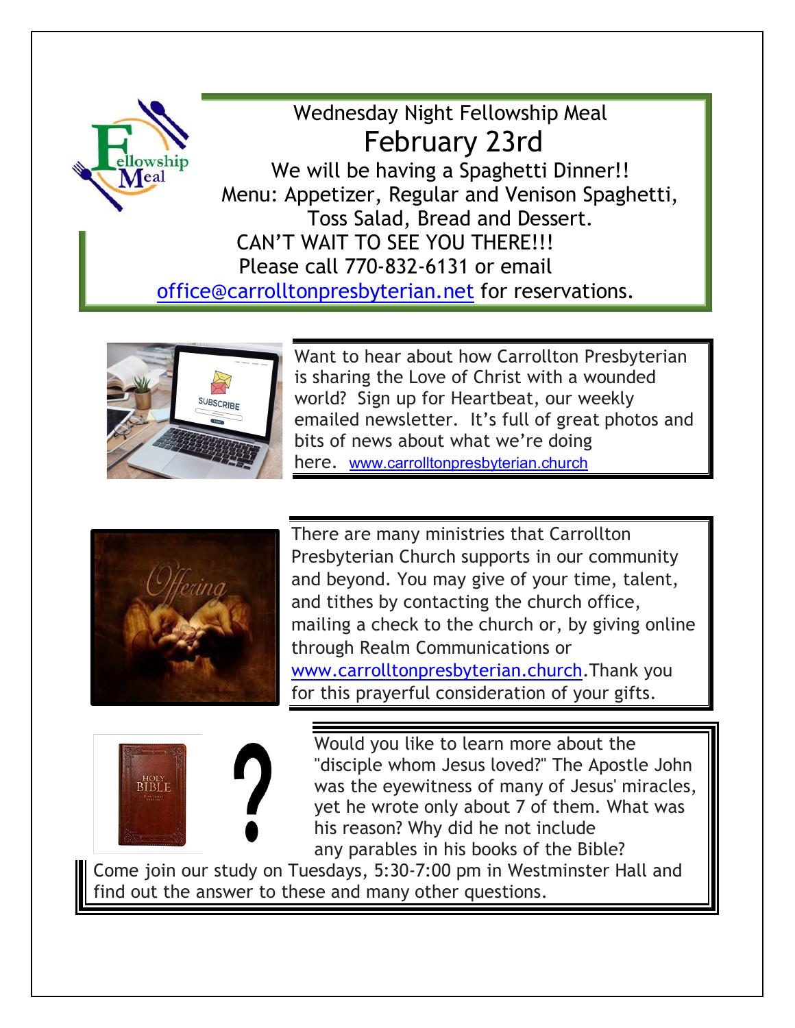Wednesday Night Fellowship Meal

## February 23rd

We will be having a Spaghetti Dinner!!
Menu: Appetizer, Regular and Venison Spaghetti, Toss Salad, Bread and Dessert.
CAN'T WAIT TO SEE YOU THERE!!!
Please call 770-832-6131 or email office@carrolltonpresbyterian.net for reservations.

Want to hear about how Carrollton Presbyterian is sharing the Love of Christ with a wounded world? Sign up for Heartbeat, our weekly emailed newsletter. It's full of great photos and bits of news about what we're doing here. www.carrolltonpresbyterian.church

There are many ministries that Carrollton Presbyterian Church supports in our community and beyond. You may give of your time, talent, and tithes by contacting the church office, mailing a check to the church or, by giving online through Realm Communications or www.carrolltonpresbyterian.church.Thank you for this prayerful consideration of your gifts.

Would you like to learn more about the "disciple whom Jesus loved?" The Apostle John was the eyewitness of many of Jesus' miracles, yet he wrote only about 7 of them. What was his reason? Why did he not include any parables in his books of the Bible?
Come join our study on Tuesdays, 5:30-7:00 pm in Westminster Hall and find out the answer to these and many other questions.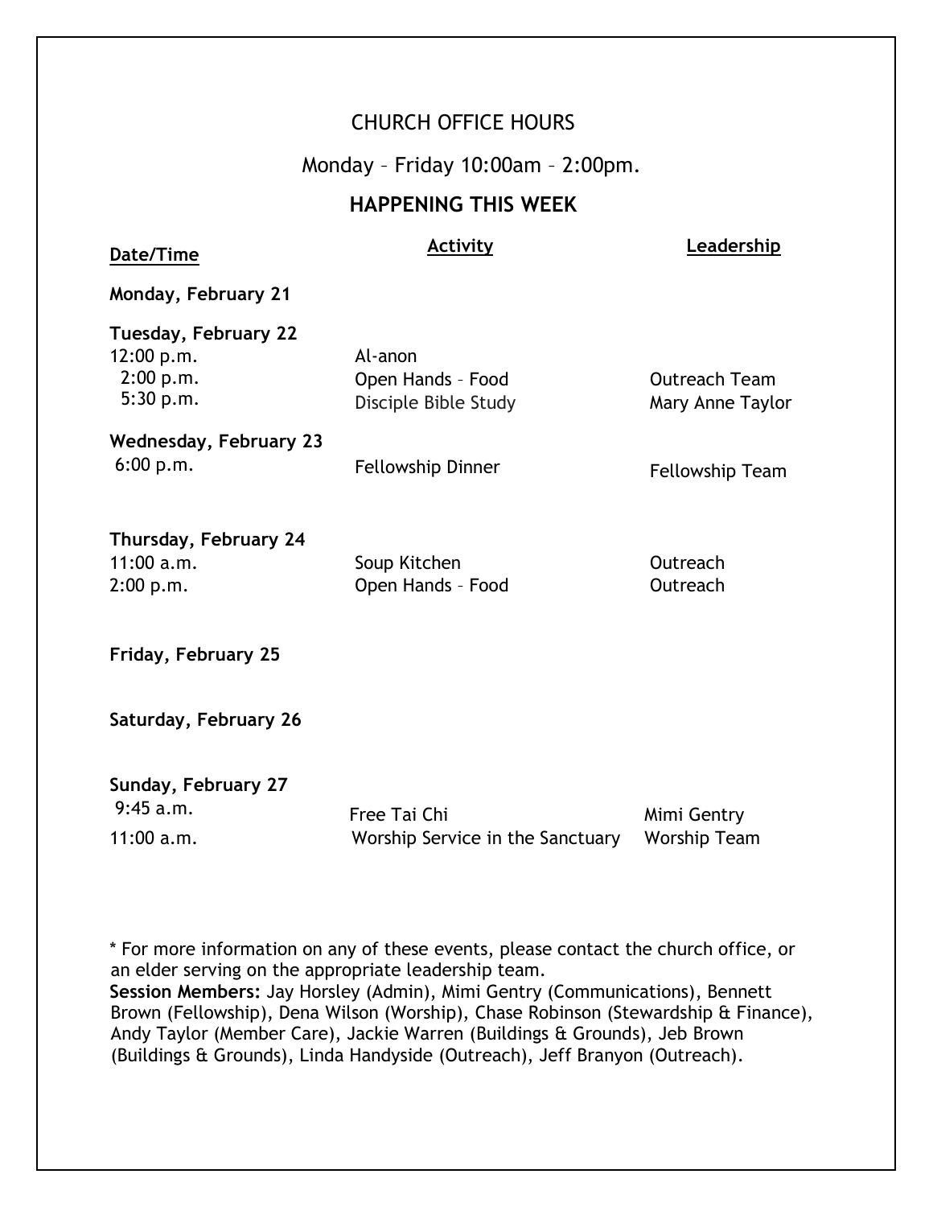CHURCH OFFICE HOURS

Monday – Friday 10:00am – 2:00pm.

## HAPPENING THIS WEEK

| Date/Time | Activity | Leadership |
|---|---|---|
| **Monday, February 21** | | |
| **Tuesday, February 22** | | |
| 12:00 p.m. | Al-anon | |
| 2:00 p.m. | Open Hands – Food | Outreach Team |
| 5:30 p.m. | Disciple Bible Study | Mary Anne Taylor |
| **Wednesday, February 23** | | |
| 6:00 p.m. | Fellowship Dinner | Fellowship Team |
| **Thursday, February 24** | | |
| 11:00 a.m. | Soup Kitchen | Outreach |
| 2:00 p.m. | Open Hands – Food | Outreach |
| **Friday, February 25** | | |
| **Saturday, February 26** | | |
| **Sunday, February 27** | | |
| 9:45 a.m. | Free Tai Chi | Mimi Gentry |
| 11:00 a.m. | Worship Service in the Sanctuary | Worship Team |

* For more information on any of these events, please contact the church office, or an elder serving on the appropriate leadership team.

**Session Members:** Jay Horsley (Admin), Mimi Gentry (Communications), Bennett Brown (Fellowship), Dena Wilson (Worship), Chase Robinson (Stewardship & Finance), Andy Taylor (Member Care), Jackie Warren (Buildings & Grounds), Jeb Brown (Buildings & Grounds), Linda Handyside (Outreach), Jeff Branyon (Outreach).